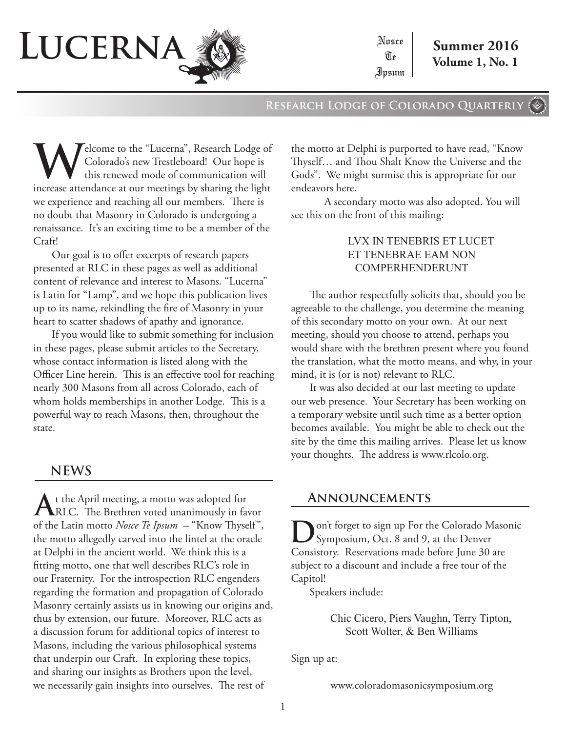# LUCERNA

Nosce Te Ipsum

**Summer 2016**
**Volume 1, No. 1**

**Research Lodge of Colorado Quarterly**

Welcome to the "Lucerna", Research Lodge of Colorado's new Trestleboard! Our hope is this renewed mode of communication will increase attendance at our meetings by sharing the light we experience and reaching all our members. There is no doubt that Masonry in Colorado is undergoing a renaissance. It's an exciting time to be a member of the Craft!

Our goal is to offer excerpts of research papers presented at RLC in these pages as well as additional content of relevance and interest to Masons. "Lucerna" is Latin for "Lamp", and we hope this publication lives up to its name, rekindling the fire of Masonry in your heart to scatter shadows of apathy and ignorance.

If you would like to submit something for inclusion in these pages, please submit articles to the Secretary, whose contact information is listed along with the Officer Line herein. This is an effective tool for reaching nearly 300 Masons from all across Colorado, each of whom holds memberships in another Lodge. This is a powerful way to reach Masons, then, throughout the state.

## NEWS

At the April meeting, a motto was adopted for RLC. The Brethren voted unanimously in favor of the Latin motto *Nosce Te Ipsum* – "Know Thyself", the motto allegedly carved into the lintel at the oracle at Delphi in the ancient world. We think this is a fitting motto, one that well describes RLC's role in our Fraternity. For the introspection RLC engenders regarding the formation and propagation of Colorado Masonry certainly assists us in knowing our origins and, thus by extension, our future. Moreover, RLC acts as a discussion forum for additional topics of interest to Masons, including the various philosophical systems that underpin our Craft. In exploring these topics, and sharing our insights as Brothers upon the level, we necessarily gain insights into ourselves. The rest of the motto at Delphi is purported to have read, "Know Thyself… and Thou Shalt Know the Universe and the Gods". We might surmise this is appropriate for our endeavors here.

A secondary motto was also adopted. You will see this on the front of this mailing:

LVX IN TENEBRIS ET LUCET
ET TENEBRAE EAM NON
COMPERHENDERUNT

The author respectfully solicits that, should you be agreeable to the challenge, you determine the meaning of this secondary motto on your own. At our next meeting, should you choose to attend, perhaps you would share with the brethren present where you found the translation, what the motto means, and why, in your mind, it is (or is not) relevant to RLC.

It was also decided at our last meeting to update our web presence. Your Secretary has been working on a temporary website until such time as a better option becomes available. You might be able to check out the site by the time this mailing arrives. Please let us know your thoughts. The address is www.rlcolo.org.

## Announcements

Don't forget to sign up For the Colorado Masonic Symposium, Oct. 8 and 9, at the Denver Consistory. Reservations made before June 30 are subject to a discount and include a free tour of the Capitol!

Speakers include:

Chic Cicero, Piers Vaughn, Terry Tipton, Scott Wolter, & Ben Williams

Sign up at:

www.coloradomasonicsymposium.org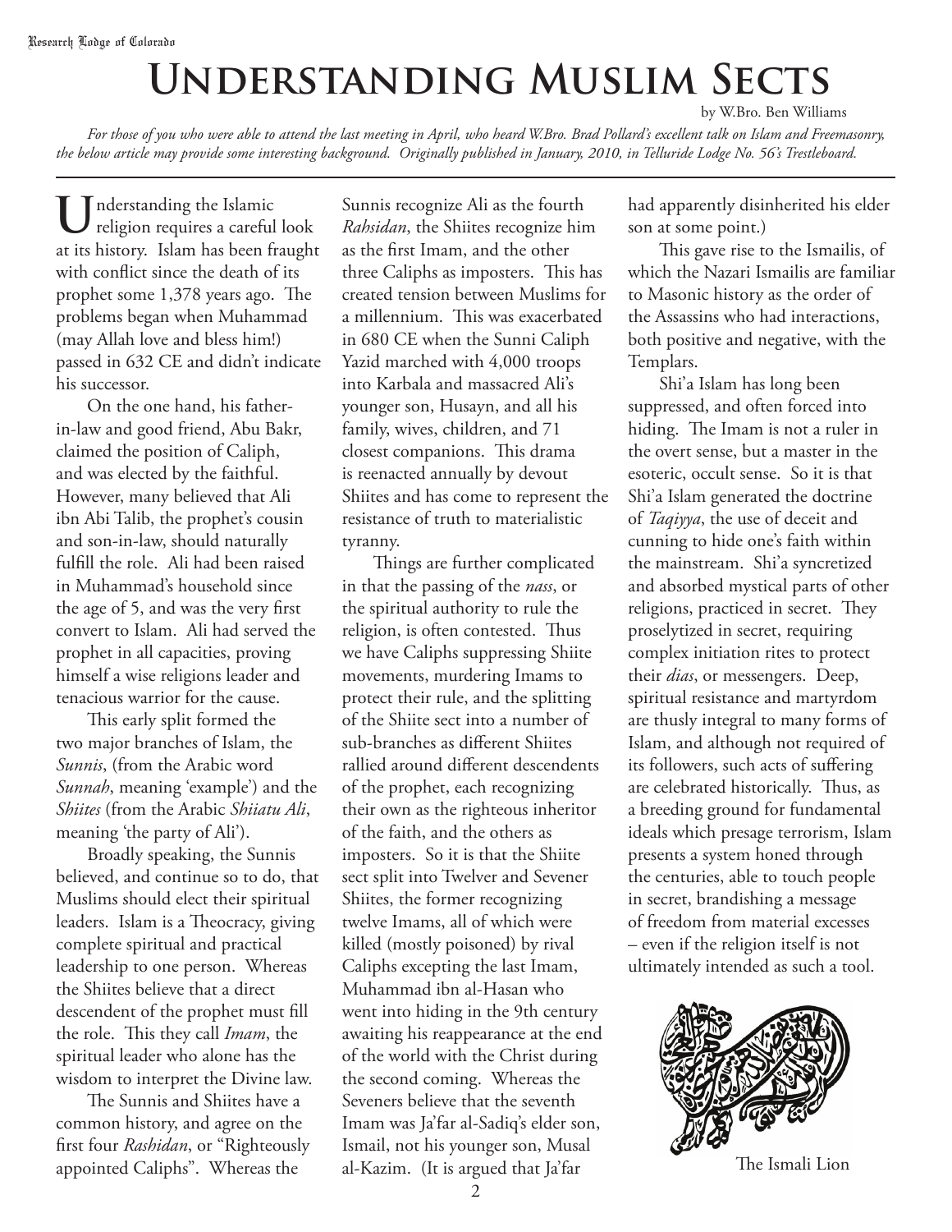# Understanding Muslim Sects

by W.Bro. Ben Williams

*For those of you who were able to attend the last meeting in April, who heard W.Bro. Brad Pollard's excellent talk on Islam and Freemasonry, the below article may provide some interesting background. Originally published in January, 2010, in Telluride Lodge No. 56's Trestleboard.*

Understanding the Islamic religion requires a careful look at its history. Islam has been fraught with conflict since the death of its prophet some 1,378 years ago. The problems began when Muhammad (may Allah love and bless him!) passed in 632 CE and didn't indicate his successor.

On the one hand, his father-in-law and good friend, Abu Bakr, claimed the position of Caliph, and was elected by the faithful. However, many believed that Ali ibn Abi Talib, the prophet's cousin and son-in-law, should naturally fulfill the role. Ali had been raised in Muhammad's household since the age of 5, and was the very first convert to Islam. Ali had served the prophet in all capacities, proving himself a wise religions leader and tenacious warrior for the cause.

This early split formed the two major branches of Islam, the *Sunnis*, (from the Arabic word *Sunnah*, meaning 'example') and the *Shiites* (from the Arabic *Shiiatu Ali*, meaning 'the party of Ali').

Broadly speaking, the Sunnis believed, and continue so to do, that Muslims should elect their spiritual leaders. Islam is a Theocracy, giving complete spiritual and practical leadership to one person. Whereas the Shiites believe that a direct descendent of the prophet must fill the role. This they call *Imam*, the spiritual leader who alone has the wisdom to interpret the Divine law.

The Sunnis and Shiites have a common history, and agree on the first four *Rashidan*, or "Righteously appointed Caliphs". Whereas the Sunnis recognize Ali as the fourth *Rahsidan*, the Shiites recognize him as the first Imam, and the other three Caliphs as imposters. This has created tension between Muslims for a millennium. This was exacerbated in 680 CE when the Sunni Caliph Yazid marched with 4,000 troops into Karbala and massacred Ali's younger son, Husayn, and all his family, wives, children, and 71 closest companions. This drama is reenacted annually by devout Shiites and has come to represent the resistance of truth to materialistic tyranny.

Things are further complicated in that the passing of the *nass*, or the spiritual authority to rule the religion, is often contested. Thus we have Caliphs suppressing Shiite movements, murdering Imams to protect their rule, and the splitting of the Shiite sect into a number of sub-branches as different Shiites rallied around different descendents of the prophet, each recognizing their own as the righteous inheritor of the faith, and the others as imposters. So it is that the Shiite sect split into Twelver and Sevener Shiites, the former recognizing twelve Imams, all of which were killed (mostly poisoned) by rival Caliphs excepting the last Imam, Muhammad ibn al-Hasan who went into hiding in the 9th century awaiting his reappearance at the end of the world with the Christ during the second coming. Whereas the Seveners believe that the seventh Imam was Ja'far al-Sadiq's elder son, Ismail, not his younger son, Musal al-Kazim. (It is argued that Ja'far had apparently disinherited his elder son at some point.)

This gave rise to the Ismailis, of which the Nazari Ismailis are familiar to Masonic history as the order of the Assassins who had interactions, both positive and negative, with the Templars.

Shi'a Islam has long been suppressed, and often forced into hiding. The Imam is not a ruler in the overt sense, but a master in the esoteric, occult sense. So it is that Shi'a Islam generated the doctrine of *Taqiyya*, the use of deceit and cunning to hide one's faith within the mainstream. Shi'a syncretized and absorbed mystical parts of other religions, practiced in secret. They proselytized in secret, requiring complex initiation rites to protect their *dias*, or messengers. Deep, spiritual resistance and martyrdom are thusly integral to many forms of Islam, and although not required of its followers, such acts of suffering are celebrated historically. Thus, as a breeding ground for fundamental ideals which presage terrorism, Islam presents a system honed through the centuries, able to touch people in secret, brandishing a message of freedom from material excesses – even if the religion itself is not ultimately intended as such a tool.

The Ismali Lion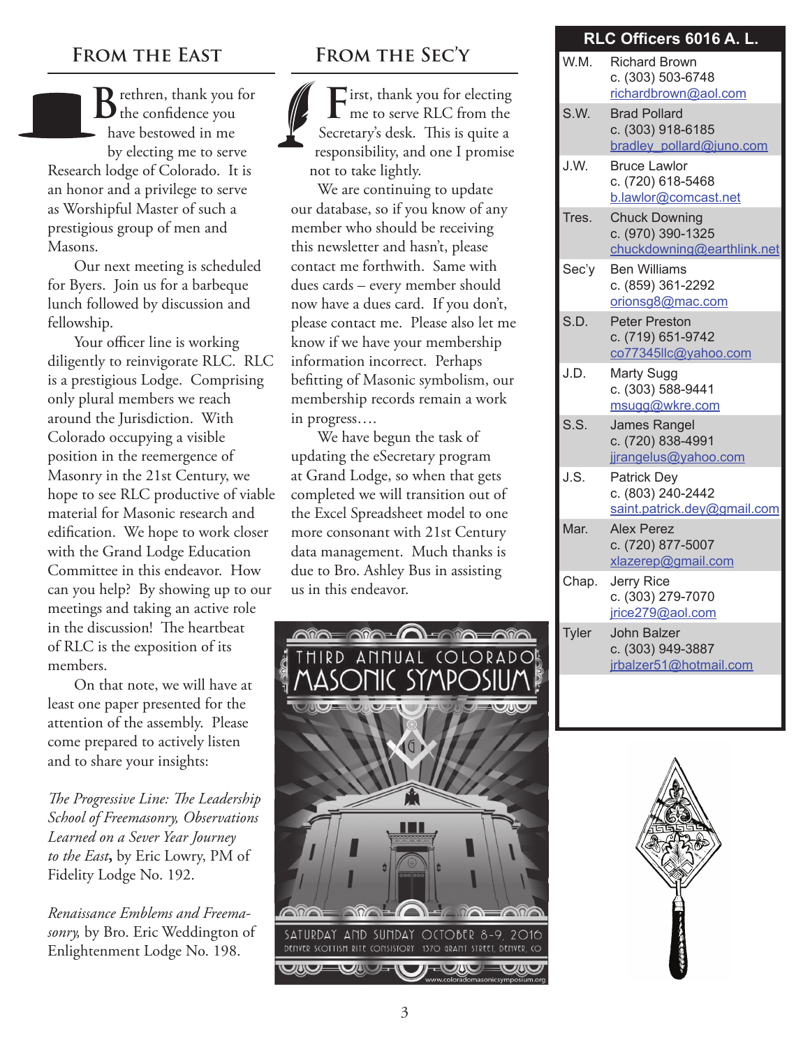## From the East

Brethren, thank you for the confidence you have bestowed in me by electing me to serve Research lodge of Colorado. It is an honor and a privilege to serve as Worshipful Master of such a prestigious group of men and Masons.

Our next meeting is scheduled for Byers. Join us for a barbeque lunch followed by discussion and fellowship.

Your officer line is working diligently to reinvigorate RLC. RLC is a prestigious Lodge. Comprising only plural members we reach around the Jurisdiction. With Colorado occupying a visible position in the reemergence of Masonry in the 21st Century, we hope to see RLC productive of viable material for Masonic research and edification. We hope to work closer with the Grand Lodge Education Committee in this endeavor. How can you help? By showing up to our meetings and taking an active role in the discussion! The heartbeat of RLC is the exposition of its members.

On that note, we will have at least one paper presented for the attention of the assembly. Please come prepared to actively listen and to share your insights:

*The Progressive Line: The Leadership School of Freemasonry, Observations Learned on a Sever Year Journey to the East*, by Eric Lowry, PM of Fidelity Lodge No. 192.

*Renaissance Emblems and Freemasonry,* by Bro. Eric Weddington of Enlightenment Lodge No. 198.

## From the Sec'y

First, thank you for electing me to serve RLC from the Secretary's desk. This is quite a responsibility, and one I promise not to take lightly.

We are continuing to update our database, so if you know of any member who should be receiving this newsletter and hasn't, please contact me forthwith. Same with dues cards – every member should now have a dues card. If you don't, please contact me. Please also let me know if we have your membership information incorrect. Perhaps befitting of Masonic symbolism, our membership records remain a work in progress….

We have begun the task of updating the eSecretary program at Grand Lodge, so when that gets completed we will transition out of the Excel Spreadsheet model to one more consonant with 21st Century data management. Much thanks is due to Bro. Ashley Bus in assisting us in this endeavor.

THIRD ANNUAL COLORADO MASONIC SYMPOSIUM

SATURDAY AND SUNDAY OCTOBER 8-9, 2016
DENVER SCOTTISH RITE CONSISTORY 1370 GRANT STREET, DENVER, CO
www.coloradomasonicsymposium.org

## RLC Officers 6016 A. L.

| Office | Name / Contact |
|---|---|
| W.M. | Richard Brown<br>c. (303) 503-6748<br>richardbrown@aol.com |
| S.W. | Brad Pollard<br>c. (303) 918-6185<br>bradley_pollard@juno.com |
| J.W. | Bruce Lawlor<br>c. (720) 618-5468<br>b.lawlor@comcast.net |
| Tres. | Chuck Downing<br>c. (970) 390-1325<br>chuckdowning@earthlink.net |
| Sec'y | Ben Williams<br>c. (859) 361-2292<br>orionsg8@mac.com |
| S.D. | Peter Preston<br>c. (719) 651-9742<br>co77345llc@yahoo.com |
| J.D. | Marty Sugg<br>c. (303) 588-9441<br>msugg@wkre.com |
| S.S. | James Rangel<br>c. (720) 838-4991<br>jjrangelus@yahoo.com |
| J.S. | Patrick Dey<br>c. (803) 240-2442<br>saint.patrick.dey@gmail.com |
| Mar. | Alex Perez<br>c. (720) 877-5007<br>xlazerep@gmail.com |
| Chap. | Jerry Rice<br>c. (303) 279-7070<br>jrice279@aol.com |
| Tyler | John Balzer<br>c. (303) 949-3887<br>jrbalzer51@hotmail.com |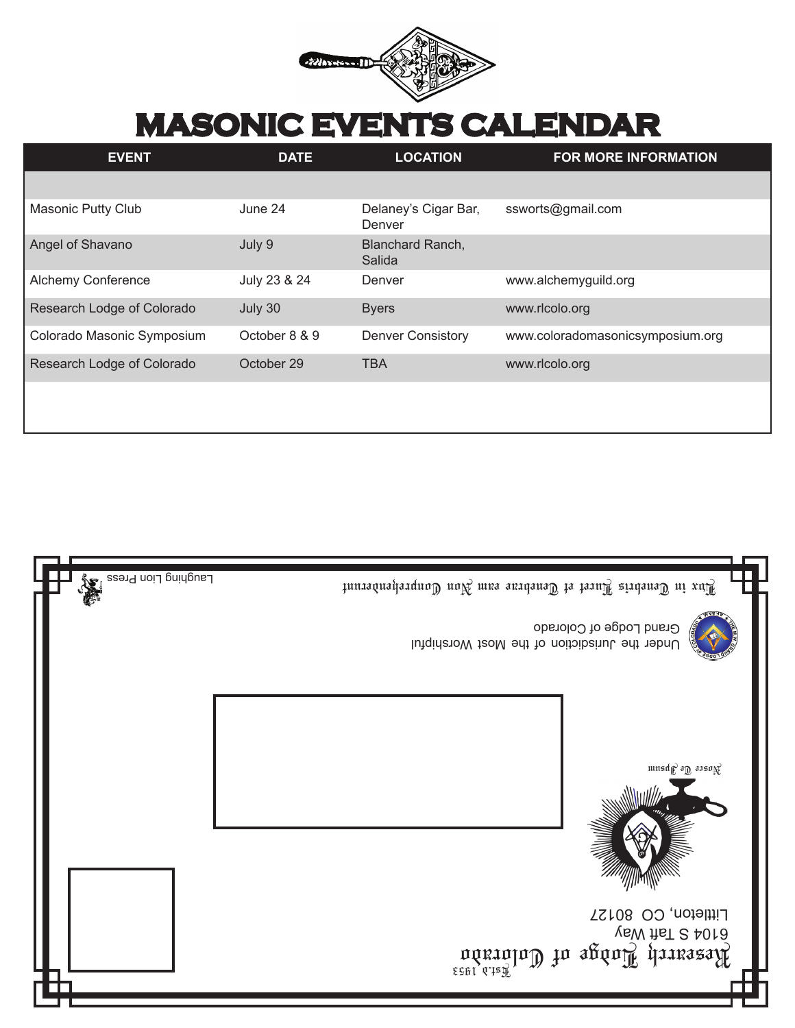# MASONIC EVENTS CALENDAR

| EVENT | DATE | LOCATION | FOR MORE INFORMATION |
|---|---|---|---|
| Masonic Putty Club | June 24 | Delaney's Cigar Bar, Denver | ssworts@gmail.com |
| Angel of Shavano | July 9 | Blanchard Ranch, Salida | |
| Alchemy Conference | July 23 & 24 | Denver | www.alchemyguild.org |
| Research Lodge of Colorado | July 30 | Byers | www.rlcolo.org |
| Colorado Masonic Symposium | October 8 & 9 | Denver Consistory | www.coloradomasonicsymposium.org |
| Research Lodge of Colorado | October 29 | TBA | www.rlcolo.org |

Lux in Tenebris Lucet et Tenebrae eam Non Comprehenderunt

Laughing Lion Press

Under the Jurisdiction of the Most Worshipful Grand Lodge of Colorado

Nosce Te Ipsum

Research Lodge of Colorado
Est'd 1953
6104 S Taft Way
Littleton, CO 80127